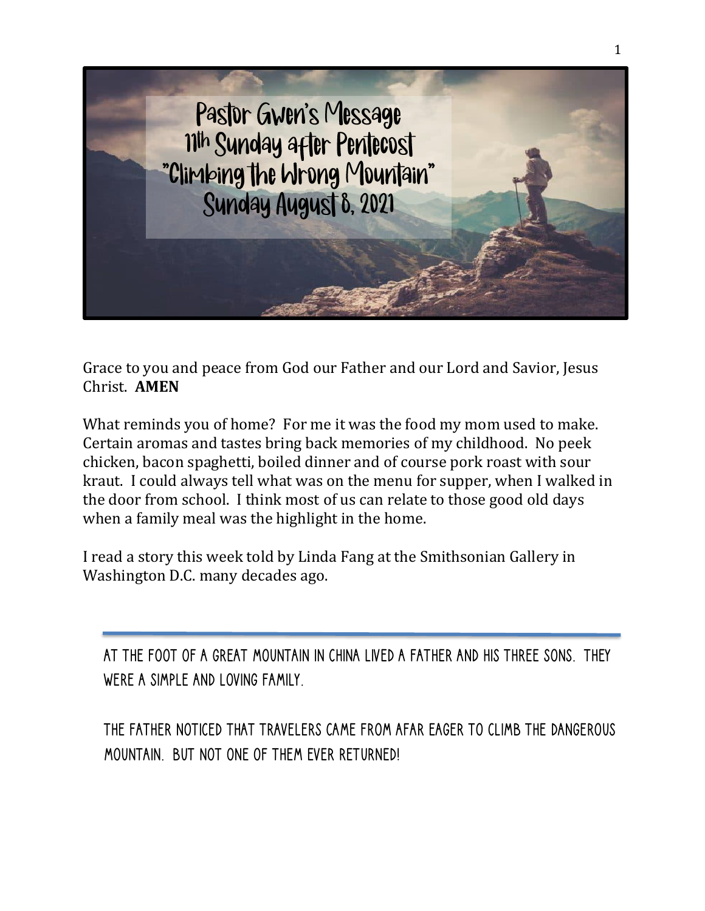# Pastor Gwen's Message
## 11th Sunday after Pentecost
## "Climbing the Wrong Mountain"
## Sunday August 8, 2021

Grace to you and peace from God our Father and our Lord and Savior, Jesus Christ. **AMEN**

What reminds you of home? For me it was the food my mom used to make. Certain aromas and tastes bring back memories of my childhood. No peek chicken, bacon spaghetti, boiled dinner and of course pork roast with sour kraut. I could always tell what was on the menu for supper, when I walked in the door from school. I think most of us can relate to those good old days when a family meal was the highlight in the home.

I read a story this week told by Linda Fang at the Smithsonian Gallery in Washington D.C. many decades ago.

---

AT THE FOOT OF A GREAT MOUNTAIN IN CHINA LIVED A FATHER AND HIS THREE SONS. THEY WERE A SIMPLE AND LOVING FAMILY.

THE FATHER NOTICED THAT TRAVELERS CAME FROM AFAR EAGER TO CLIMB THE DANGEROUS MOUNTAIN. BUT NOT ONE OF THEM EVER RETURNED!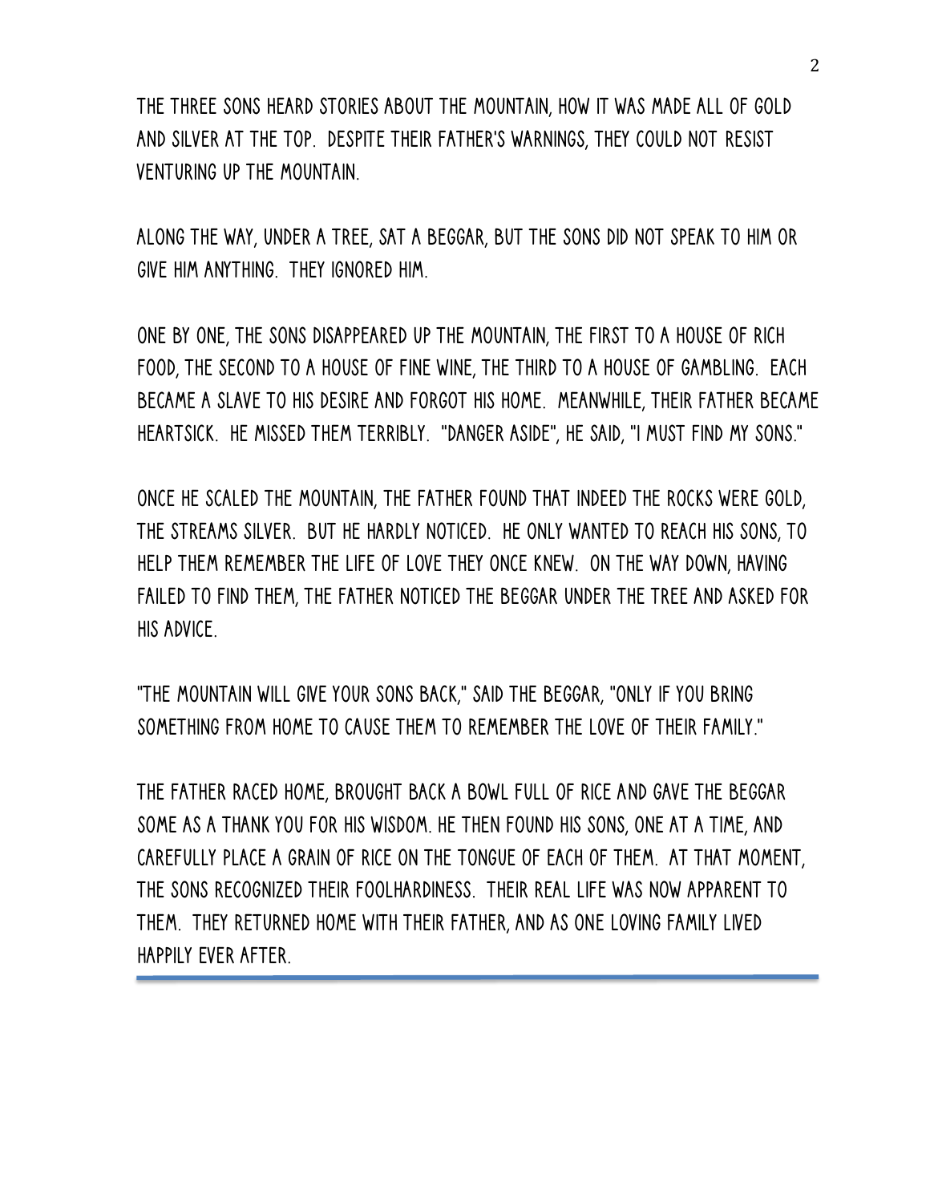THE THREE SONS HEARD STORIES ABOUT THE MOUNTAIN, HOW IT WAS MADE ALL OF GOLD AND SILVER AT THE TOP. DESPITE THEIR FATHER'S WARNINGS, THEY COULD NOT RESIST VENTURING UP THE MOUNTAIN.

ALONG THE WAY, UNDER A TREE, SAT A BEGGAR, BUT THE SONS DID NOT SPEAK TO HIM OR GIVE HIM ANYTHING. THEY IGNORED HIM.

ONE BY ONE, THE SONS DISAPPEARED UP THE MOUNTAIN, THE FIRST TO A HOUSE OF RICH FOOD, THE SECOND TO A HOUSE OF FINE WINE, THE THIRD TO A HOUSE OF GAMBLING. EACH BECAME A SLAVE TO HIS DESIRE AND FORGOT HIS HOME. MEANWHILE, THEIR FATHER BECAME HEARTSICK. HE MISSED THEM TERRIBLY. "DANGER ASIDE", HE SAID, "I MUST FIND MY SONS."

ONCE HE SCALED THE MOUNTAIN, THE FATHER FOUND THAT INDEED THE ROCKS WERE GOLD, THE STREAMS SILVER. BUT HE HARDLY NOTICED. HE ONLY WANTED TO REACH HIS SONS, TO HELP THEM REMEMBER THE LIFE OF LOVE THEY ONCE KNEW. ON THE WAY DOWN, HAVING FAILED TO FIND THEM, THE FATHER NOTICED THE BEGGAR UNDER THE TREE AND ASKED FOR HIS ADVICE.

"THE MOUNTAIN WILL GIVE YOUR SONS BACK," SAID THE BEGGAR, "ONLY IF YOU BRING SOMETHING FROM HOME TO CAUSE THEM TO REMEMBER THE LOVE OF THEIR FAMILY."

THE FATHER RACED HOME, BROUGHT BACK A BOWL FULL OF RICE AND GAVE THE BEGGAR SOME AS A THANK YOU FOR HIS WISDOM. HE THEN FOUND HIS SONS, ONE AT A TIME, AND CAREFULLY PLACE A GRAIN OF RICE ON THE TONGUE OF EACH OF THEM. AT THAT MOMENT, THE SONS RECOGNIZED THEIR FOOLHARDINESS. THEIR REAL LIFE WAS NOW APPARENT TO THEM. THEY RETURNED HOME WITH THEIR FATHER, AND AS ONE LOVING FAMILY LIVED HAPPILY EVER AFTER.

---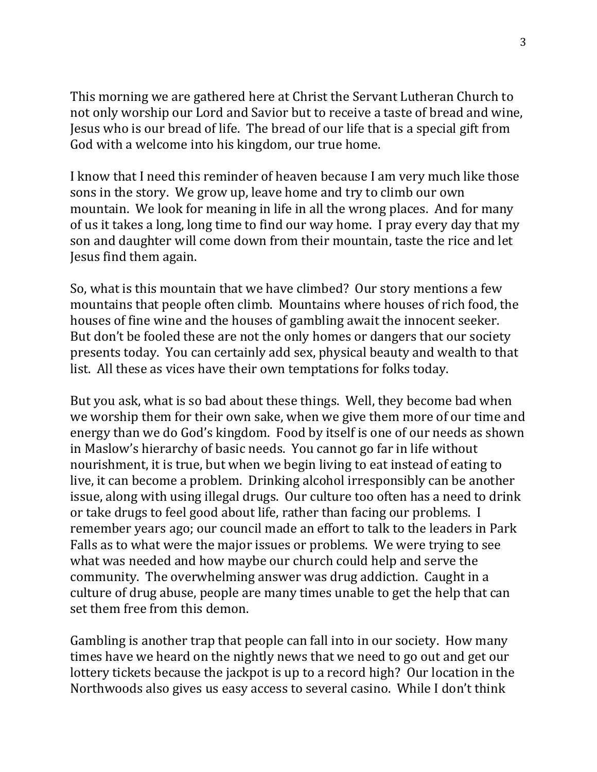This morning we are gathered here at Christ the Servant Lutheran Church to not only worship our Lord and Savior but to receive a taste of bread and wine, Jesus who is our bread of life. The bread of our life that is a special gift from God with a welcome into his kingdom, our true home.

I know that I need this reminder of heaven because I am very much like those sons in the story. We grow up, leave home and try to climb our own mountain. We look for meaning in life in all the wrong places. And for many of us it takes a long, long time to find our way home. I pray every day that my son and daughter will come down from their mountain, taste the rice and let Jesus find them again.

So, what is this mountain that we have climbed? Our story mentions a few mountains that people often climb. Mountains where houses of rich food, the houses of fine wine and the houses of gambling await the innocent seeker. But don't be fooled these are not the only homes or dangers that our society presents today. You can certainly add sex, physical beauty and wealth to that list. All these as vices have their own temptations for folks today.

But you ask, what is so bad about these things. Well, they become bad when we worship them for their own sake, when we give them more of our time and energy than we do God's kingdom. Food by itself is one of our needs as shown in Maslow's hierarchy of basic needs. You cannot go far in life without nourishment, it is true, but when we begin living to eat instead of eating to live, it can become a problem. Drinking alcohol irresponsibly can be another issue, along with using illegal drugs. Our culture too often has a need to drink or take drugs to feel good about life, rather than facing our problems. I remember years ago; our council made an effort to talk to the leaders in Park Falls as to what were the major issues or problems. We were trying to see what was needed and how maybe our church could help and serve the community. The overwhelming answer was drug addiction. Caught in a culture of drug abuse, people are many times unable to get the help that can set them free from this demon.

Gambling is another trap that people can fall into in our society. How many times have we heard on the nightly news that we need to go out and get our lottery tickets because the jackpot is up to a record high? Our location in the Northwoods also gives us easy access to several casino. While I don't think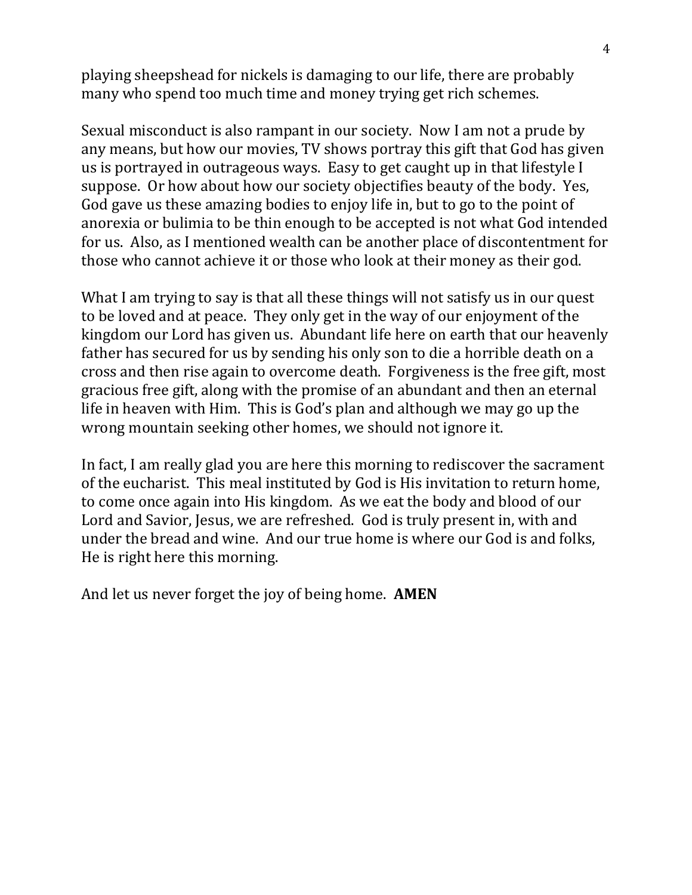playing sheepshead for nickels is damaging to our life, there are probably many who spend too much time and money trying get rich schemes.

Sexual misconduct is also rampant in our society. Now I am not a prude by any means, but how our movies, TV shows portray this gift that God has given us is portrayed in outrageous ways. Easy to get caught up in that lifestyle I suppose. Or how about how our society objectifies beauty of the body. Yes, God gave us these amazing bodies to enjoy life in, but to go to the point of anorexia or bulimia to be thin enough to be accepted is not what God intended for us. Also, as I mentioned wealth can be another place of discontentment for those who cannot achieve it or those who look at their money as their god.

What I am trying to say is that all these things will not satisfy us in our quest to be loved and at peace. They only get in the way of our enjoyment of the kingdom our Lord has given us. Abundant life here on earth that our heavenly father has secured for us by sending his only son to die a horrible death on a cross and then rise again to overcome death. Forgiveness is the free gift, most gracious free gift, along with the promise of an abundant and then an eternal life in heaven with Him. This is God's plan and although we may go up the wrong mountain seeking other homes, we should not ignore it.

In fact, I am really glad you are here this morning to rediscover the sacrament of the eucharist. This meal instituted by God is His invitation to return home, to come once again into His kingdom. As we eat the body and blood of our Lord and Savior, Jesus, we are refreshed. God is truly present in, with and under the bread and wine. And our true home is where our God is and folks, He is right here this morning.

And let us never forget the joy of being home. **AMEN**